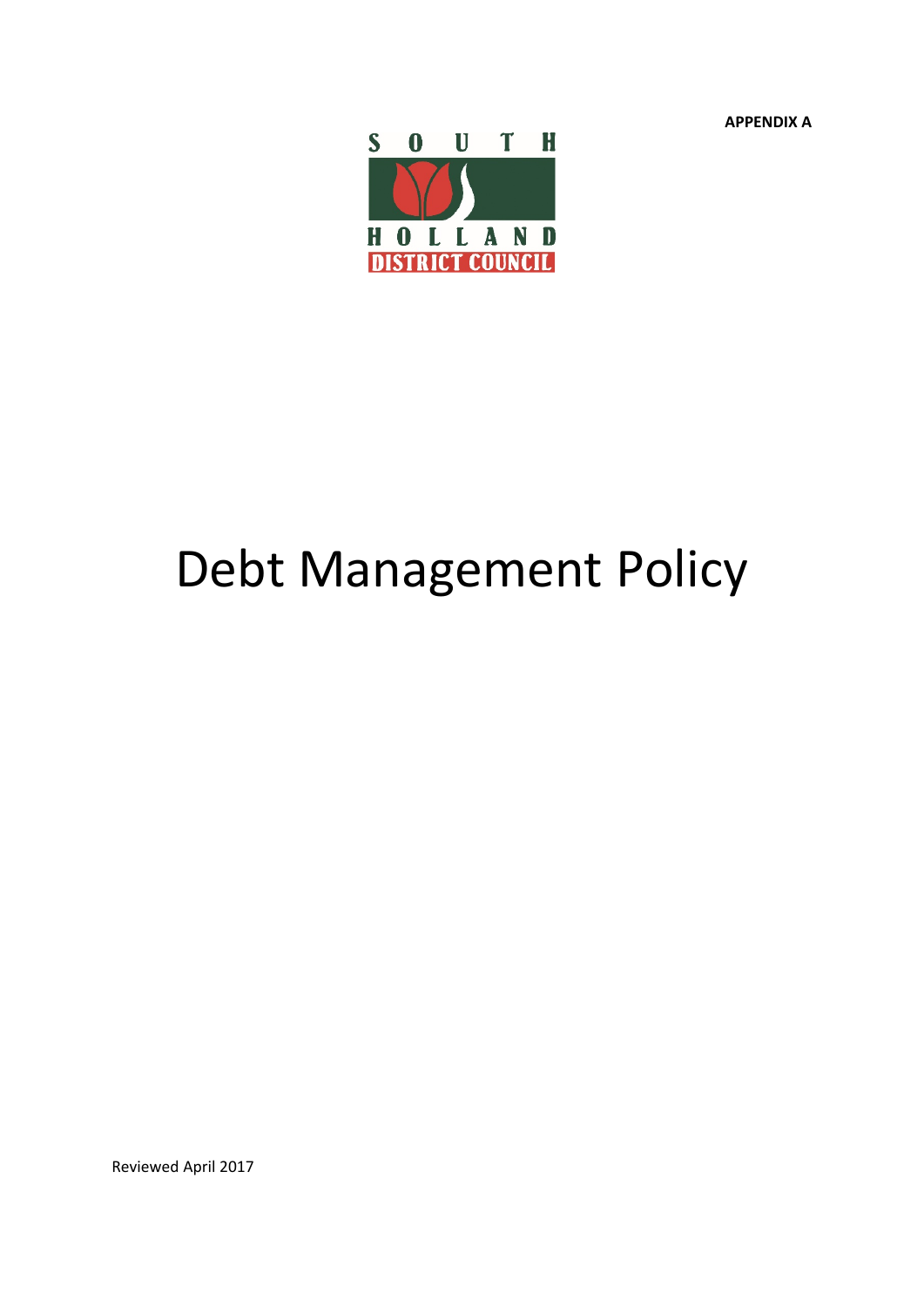**APPENDIX A**

SOUTH HOLLAND DISTRICT COUNCIL

# Debt Management Policy

Reviewed April 2017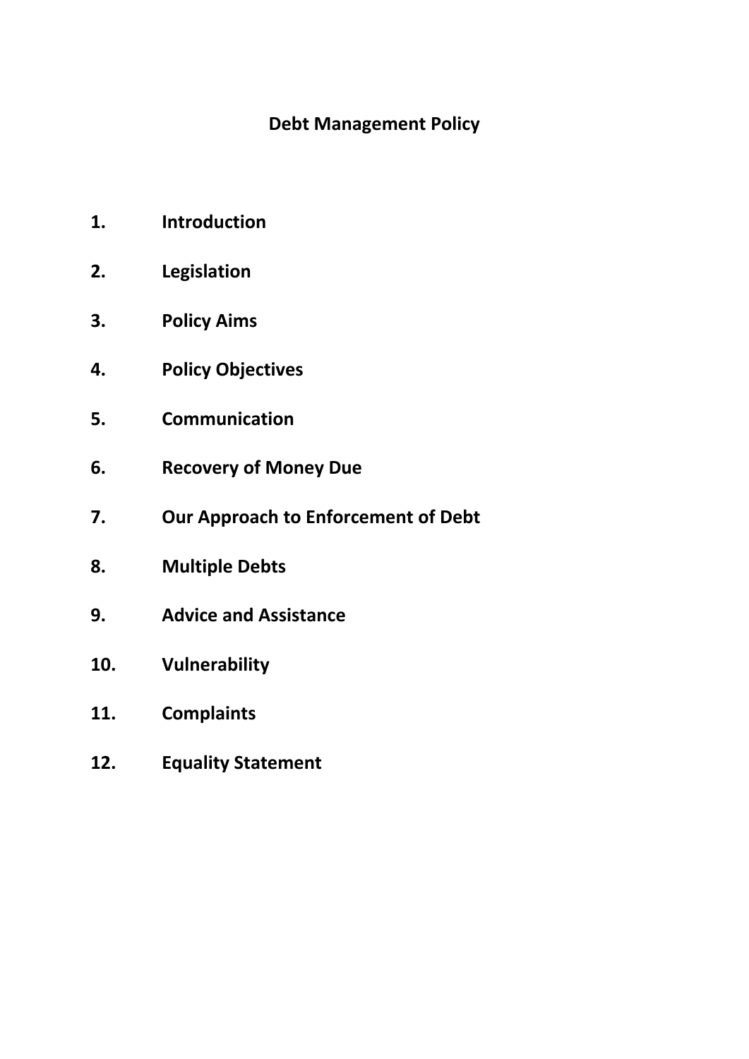# Debt Management Policy

1. **Introduction**
2. **Legislation**
3. **Policy Aims**
4. **Policy Objectives**
5. **Communication**
6. **Recovery of Money Due**
7. **Our Approach to Enforcement of Debt**
8. **Multiple Debts**
9. **Advice and Assistance**
10. **Vulnerability**
11. **Complaints**
12. **Equality Statement**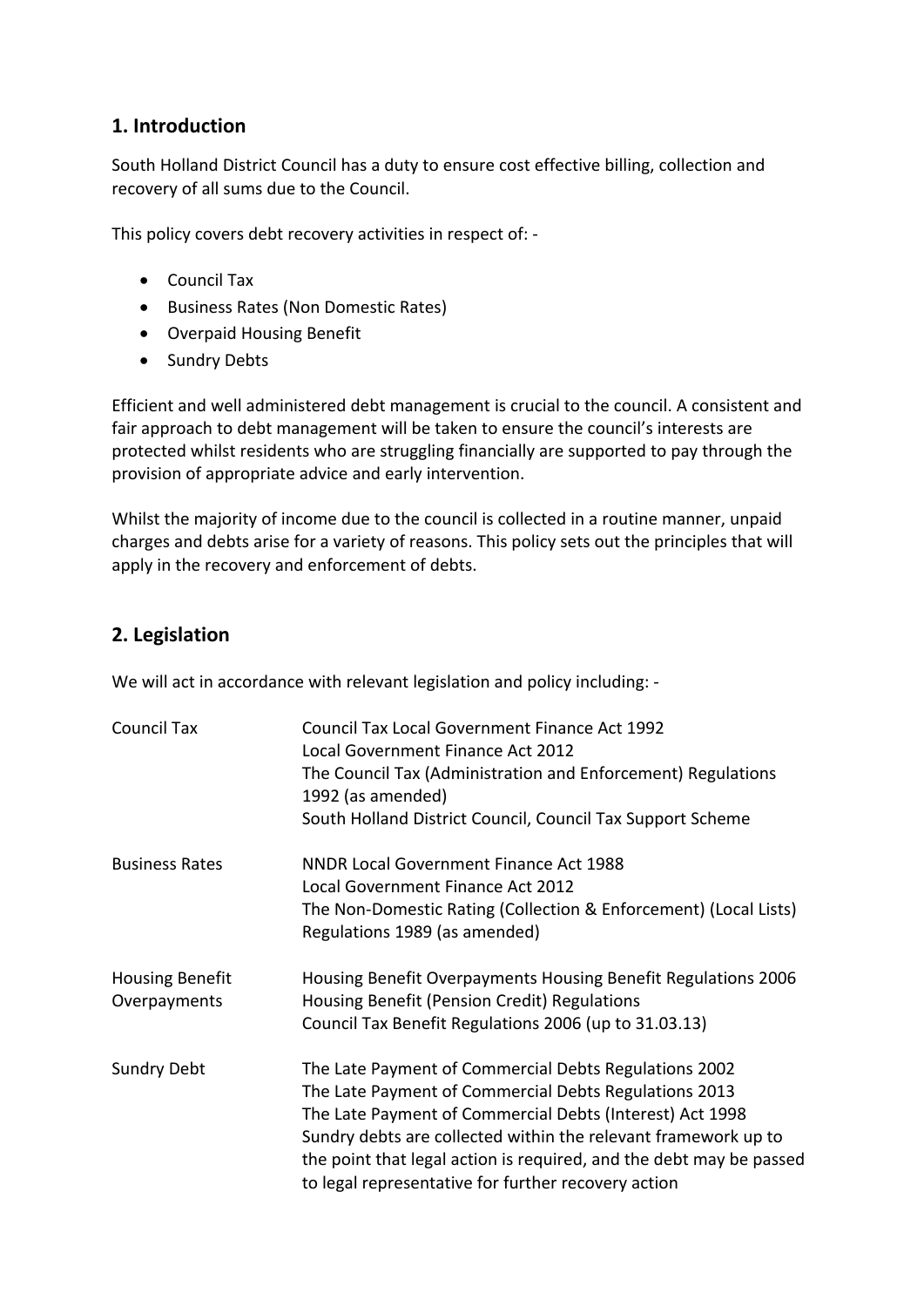## 1. Introduction

South Holland District Council has a duty to ensure cost effective billing, collection and recovery of all sums due to the Council.

This policy covers debt recovery activities in respect of: -

- Council Tax
- Business Rates (Non Domestic Rates)
- Overpaid Housing Benefit
- Sundry Debts

Efficient and well administered debt management is crucial to the council. A consistent and fair approach to debt management will be taken to ensure the council's interests are protected whilst residents who are struggling financially are supported to pay through the provision of appropriate advice and early intervention.

Whilst the majority of income due to the council is collected in a routine manner, unpaid charges and debts arise for a variety of reasons. This policy sets out the principles that will apply in the recovery and enforcement of debts.

## 2. Legislation

We will act in accordance with relevant legislation and policy including: -

| | |
|---|---|
| Council Tax | Council Tax Local Government Finance Act 1992<br>Local Government Finance Act 2012<br>The Council Tax (Administration and Enforcement) Regulations 1992 (as amended)<br>South Holland District Council, Council Tax Support Scheme |
| Business Rates | NNDR Local Government Finance Act 1988<br>Local Government Finance Act 2012<br>The Non-Domestic Rating (Collection & Enforcement) (Local Lists) Regulations 1989 (as amended) |
| Housing Benefit Overpayments | Housing Benefit Overpayments Housing Benefit Regulations 2006<br>Housing Benefit (Pension Credit) Regulations<br>Council Tax Benefit Regulations 2006 (up to 31.03.13) |
| Sundry Debt | The Late Payment of Commercial Debts Regulations 2002<br>The Late Payment of Commercial Debts Regulations 2013<br>The Late Payment of Commercial Debts (Interest) Act 1998<br>Sundry debts are collected within the relevant framework up to the point that legal action is required, and the debt may be passed to legal representative for further recovery action |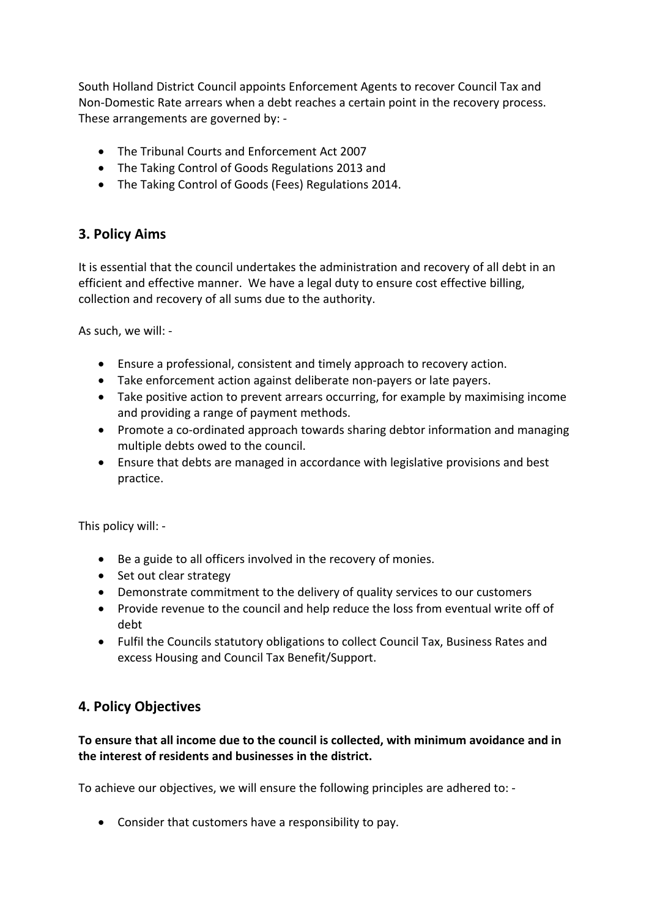South Holland District Council appoints Enforcement Agents to recover Council Tax and Non-Domestic Rate arrears when a debt reaches a certain point in the recovery process. These arrangements are governed by: -

- The Tribunal Courts and Enforcement Act 2007
- The Taking Control of Goods Regulations 2013 and
- The Taking Control of Goods (Fees) Regulations 2014.

## 3. Policy Aims

It is essential that the council undertakes the administration and recovery of all debt in an efficient and effective manner. We have a legal duty to ensure cost effective billing, collection and recovery of all sums due to the authority.

As such, we will: -

- Ensure a professional, consistent and timely approach to recovery action.
- Take enforcement action against deliberate non-payers or late payers.
- Take positive action to prevent arrears occurring, for example by maximising income and providing a range of payment methods.
- Promote a co-ordinated approach towards sharing debtor information and managing multiple debts owed to the council.
- Ensure that debts are managed in accordance with legislative provisions and best practice.

This policy will: -

- Be a guide to all officers involved in the recovery of monies.
- Set out clear strategy
- Demonstrate commitment to the delivery of quality services to our customers
- Provide revenue to the council and help reduce the loss from eventual write off of debt
- Fulfil the Councils statutory obligations to collect Council Tax, Business Rates and excess Housing and Council Tax Benefit/Support.

## 4. Policy Objectives

**To ensure that all income due to the council is collected, with minimum avoidance and in the interest of residents and businesses in the district.**

To achieve our objectives, we will ensure the following principles are adhered to: -

- Consider that customers have a responsibility to pay.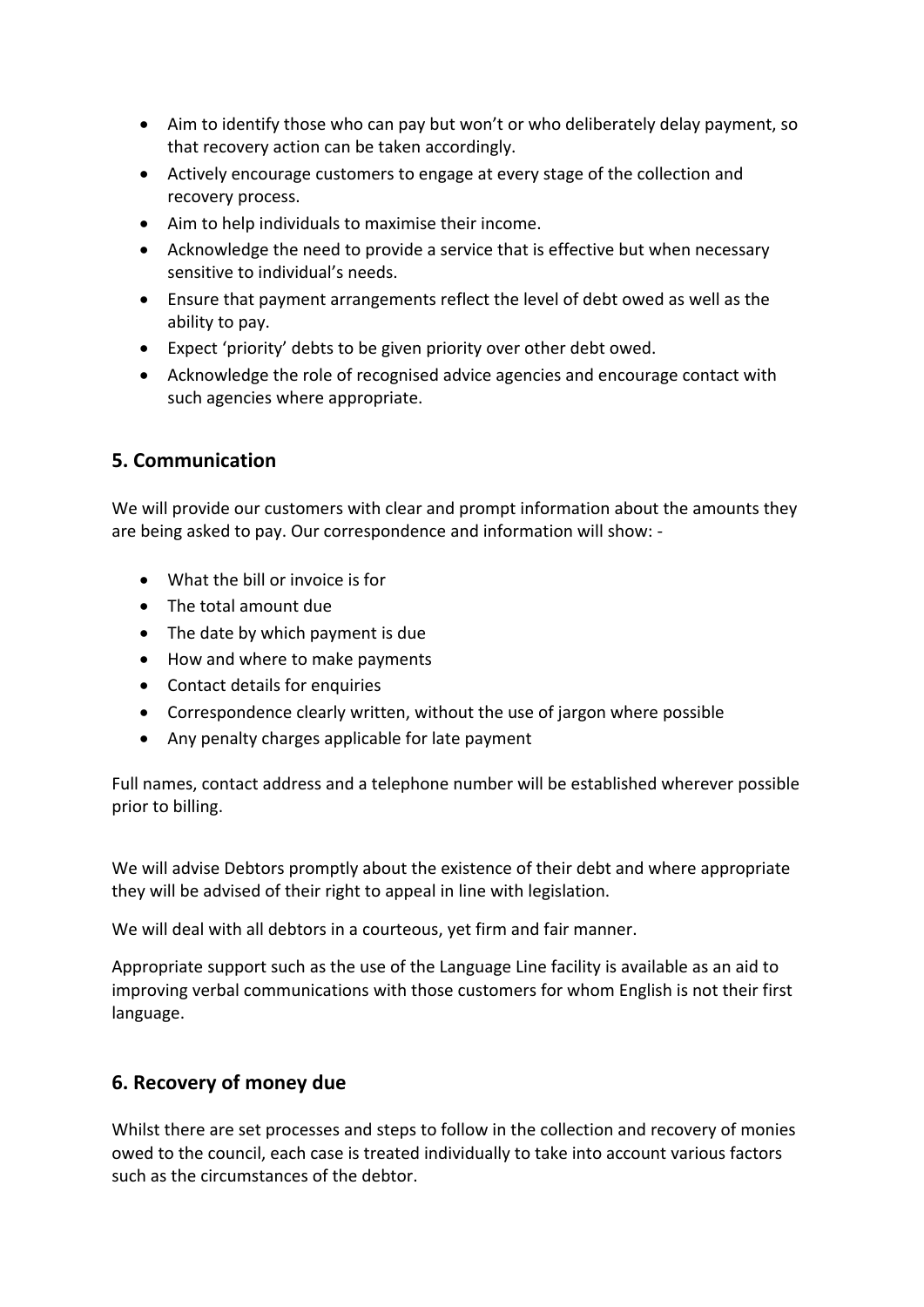- Aim to identify those who can pay but won't or who deliberately delay payment, so that recovery action can be taken accordingly.
- Actively encourage customers to engage at every stage of the collection and recovery process.
- Aim to help individuals to maximise their income.
- Acknowledge the need to provide a service that is effective but when necessary sensitive to individual's needs.
- Ensure that payment arrangements reflect the level of debt owed as well as the ability to pay.
- Expect 'priority' debts to be given priority over other debt owed.
- Acknowledge the role of recognised advice agencies and encourage contact with such agencies where appropriate.

## 5. Communication

We will provide our customers with clear and prompt information about the amounts they are being asked to pay. Our correspondence and information will show: -

- What the bill or invoice is for
- The total amount due
- The date by which payment is due
- How and where to make payments
- Contact details for enquiries
- Correspondence clearly written, without the use of jargon where possible
- Any penalty charges applicable for late payment

Full names, contact address and a telephone number will be established wherever possible prior to billing.

We will advise Debtors promptly about the existence of their debt and where appropriate they will be advised of their right to appeal in line with legislation.

We will deal with all debtors in a courteous, yet firm and fair manner.

Appropriate support such as the use of the Language Line facility is available as an aid to improving verbal communications with those customers for whom English is not their first language.

## 6. Recovery of money due

Whilst there are set processes and steps to follow in the collection and recovery of monies owed to the council, each case is treated individually to take into account various factors such as the circumstances of the debtor.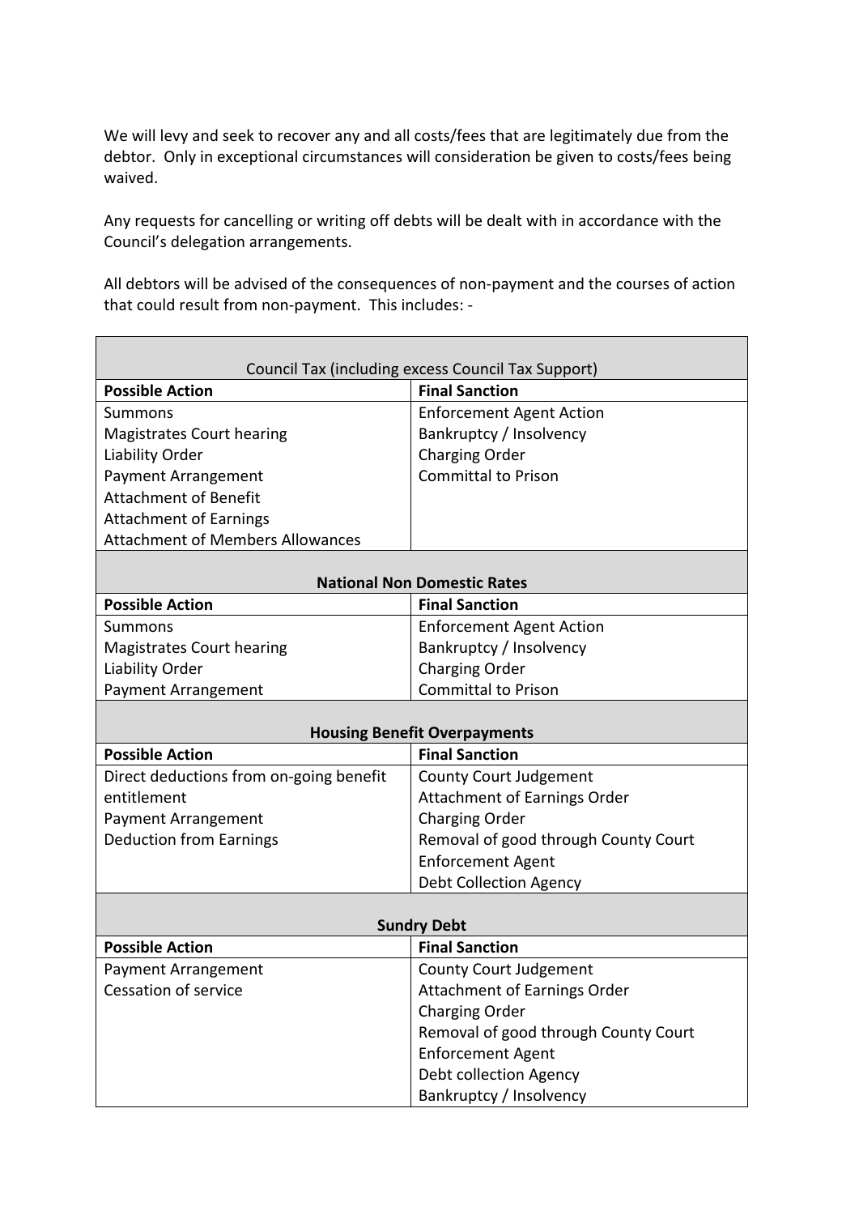We will levy and seek to recover any and all costs/fees that are legitimately due from the debtor. Only in exceptional circumstances will consideration be given to costs/fees being waived.

Any requests for cancelling or writing off debts will be dealt with in accordance with the Council's delegation arrangements.

All debtors will be advised of the consequences of non-payment and the courses of action that could result from non-payment. This includes: -

| Council Tax (including excess Council Tax Support) | |
|---|---|
| **Possible Action** | **Final Sanction** |
| Summons<br>Magistrates Court hearing<br>Liability Order<br>Payment Arrangement<br>Attachment of Benefit<br>Attachment of Earnings<br>Attachment of Members Allowances | Enforcement Agent Action<br>Bankruptcy / Insolvency<br>Charging Order<br>Committal to Prison |
| **National Non Domestic Rates** | |
| **Possible Action** | **Final Sanction** |
| Summons<br>Magistrates Court hearing<br>Liability Order<br>Payment Arrangement | Enforcement Agent Action<br>Bankruptcy / Insolvency<br>Charging Order<br>Committal to Prison |
| **Housing Benefit Overpayments** | |
| **Possible Action** | **Final Sanction** |
| Direct deductions from on-going benefit entitlement<br>Payment Arrangement<br>Deduction from Earnings | County Court Judgement<br>Attachment of Earnings Order<br>Charging Order<br>Removal of good through County Court<br>Enforcement Agent<br>Debt Collection Agency |
| **Sundry Debt** | |
| **Possible Action** | **Final Sanction** |
| Payment Arrangement<br>Cessation of service | County Court Judgement<br>Attachment of Earnings Order<br>Charging Order<br>Removal of good through County Court<br>Enforcement Agent<br>Debt collection Agency<br>Bankruptcy / Insolvency |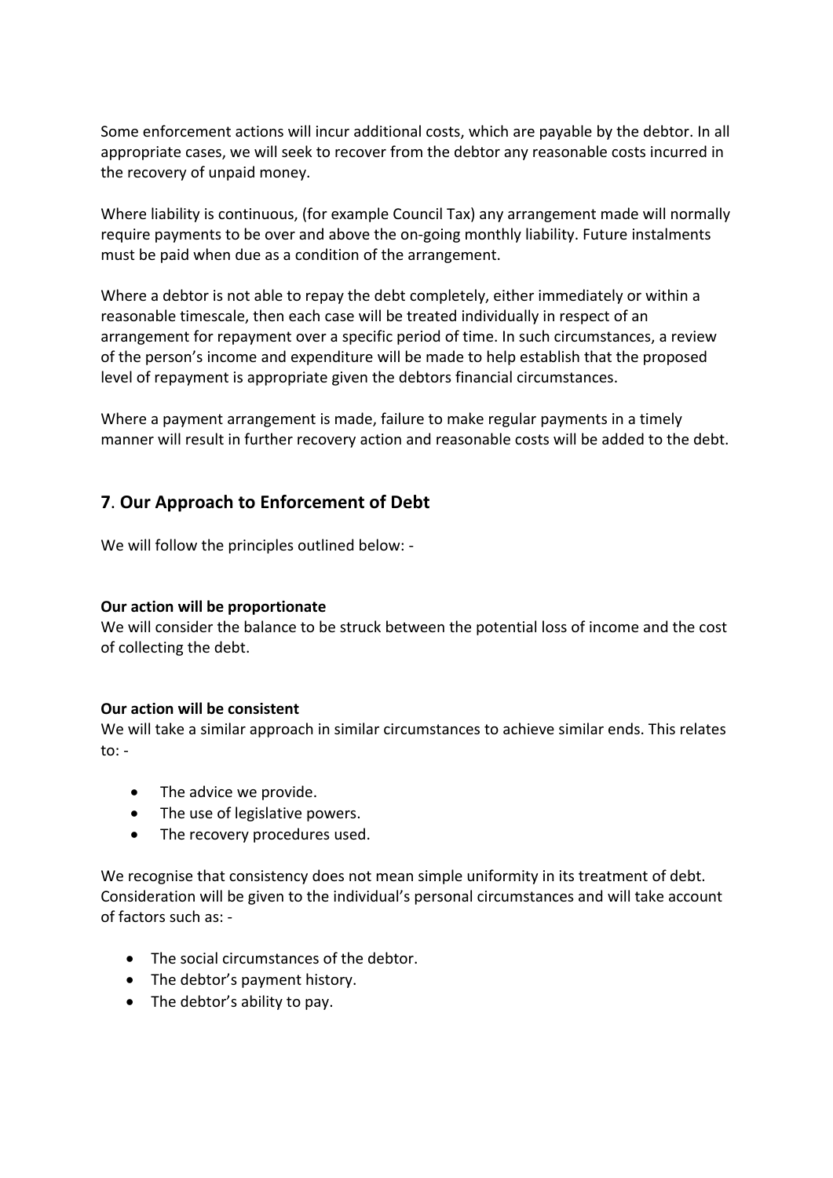Some enforcement actions will incur additional costs, which are payable by the debtor. In all appropriate cases, we will seek to recover from the debtor any reasonable costs incurred in the recovery of unpaid money.

Where liability is continuous, (for example Council Tax) any arrangement made will normally require payments to be over and above the on-going monthly liability. Future instalments must be paid when due as a condition of the arrangement.

Where a debtor is not able to repay the debt completely, either immediately or within a reasonable timescale, then each case will be treated individually in respect of an arrangement for repayment over a specific period of time. In such circumstances, a review of the person's income and expenditure will be made to help establish that the proposed level of repayment is appropriate given the debtors financial circumstances.

Where a payment arrangement is made, failure to make regular payments in a timely manner will result in further recovery action and reasonable costs will be added to the debt.

## 7. Our Approach to Enforcement of Debt

We will follow the principles outlined below: -

**Our action will be proportionate**
We will consider the balance to be struck between the potential loss of income and the cost of collecting the debt.

**Our action will be consistent**
We will take a similar approach in similar circumstances to achieve similar ends. This relates to: -

- The advice we provide.
- The use of legislative powers.
- The recovery procedures used.

We recognise that consistency does not mean simple uniformity in its treatment of debt. Consideration will be given to the individual's personal circumstances and will take account of factors such as: -

- The social circumstances of the debtor.
- The debtor's payment history.
- The debtor's ability to pay.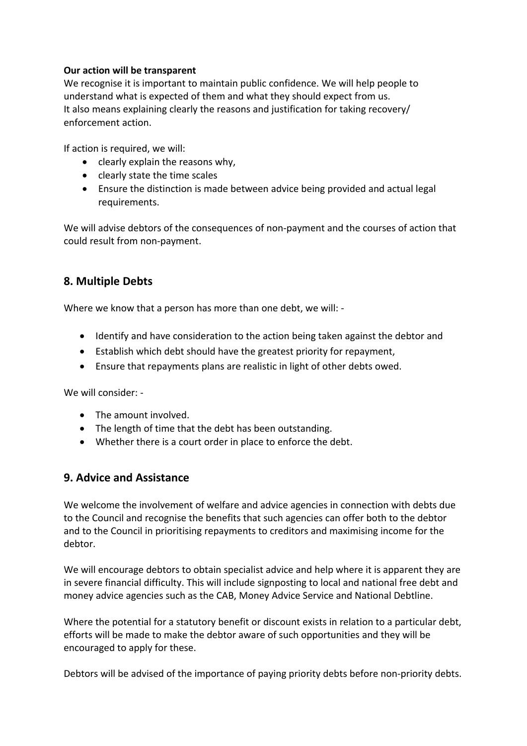**Our action will be transparent**

We recognise it is important to maintain public confidence. We will help people to understand what is expected of them and what they should expect from us.
It also means explaining clearly the reasons and justification for taking recovery/ enforcement action.

If action is required, we will:

- clearly explain the reasons why,
- clearly state the time scales
- Ensure the distinction is made between advice being provided and actual legal requirements.

We will advise debtors of the consequences of non-payment and the courses of action that could result from non-payment.

## 8. Multiple Debts

Where we know that a person has more than one debt, we will: -

- Identify and have consideration to the action being taken against the debtor and
- Establish which debt should have the greatest priority for repayment,
- Ensure that repayments plans are realistic in light of other debts owed.

We will consider: -

- The amount involved.
- The length of time that the debt has been outstanding.
- Whether there is a court order in place to enforce the debt.

## 9. Advice and Assistance

We welcome the involvement of welfare and advice agencies in connection with debts due to the Council and recognise the benefits that such agencies can offer both to the debtor and to the Council in prioritising repayments to creditors and maximising income for the debtor.

We will encourage debtors to obtain specialist advice and help where it is apparent they are in severe financial difficulty. This will include signposting to local and national free debt and money advice agencies such as the CAB, Money Advice Service and National Debtline.

Where the potential for a statutory benefit or discount exists in relation to a particular debt, efforts will be made to make the debtor aware of such opportunities and they will be encouraged to apply for these.

Debtors will be advised of the importance of paying priority debts before non-priority debts.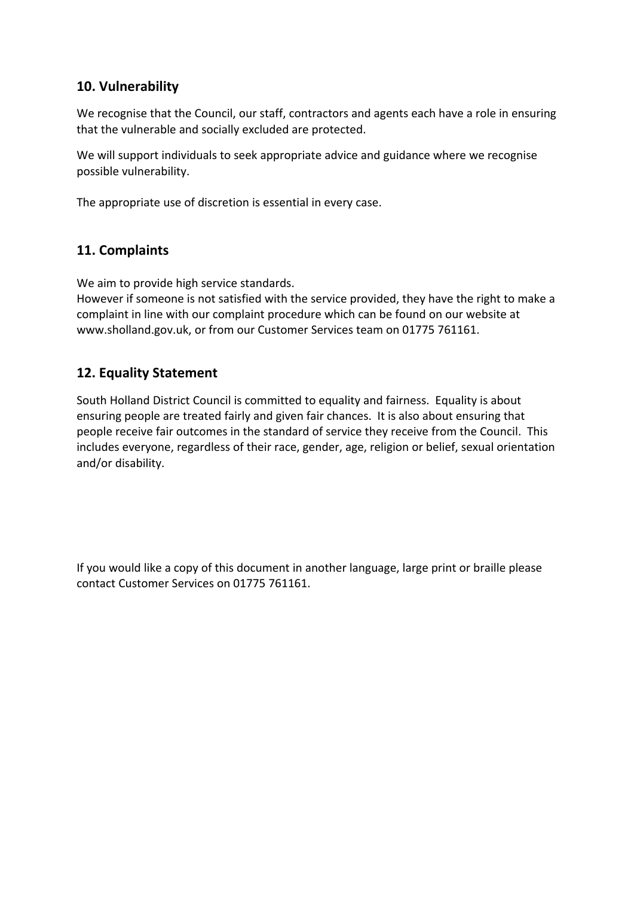## 10. Vulnerability

We recognise that the Council, our staff, contractors and agents each have a role in ensuring that the vulnerable and socially excluded are protected.

We will support individuals to seek appropriate advice and guidance where we recognise possible vulnerability.

The appropriate use of discretion is essential in every case.

## 11. Complaints

We aim to provide high service standards.
However if someone is not satisfied with the service provided, they have the right to make a complaint in line with our complaint procedure which can be found on our website at www.sholland.gov.uk, or from our Customer Services team on 01775 761161.

## 12. Equality Statement

South Holland District Council is committed to equality and fairness. Equality is about ensuring people are treated fairly and given fair chances. It is also about ensuring that people receive fair outcomes in the standard of service they receive from the Council. This includes everyone, regardless of their race, gender, age, religion or belief, sexual orientation and/or disability.

If you would like a copy of this document in another language, large print or braille please contact Customer Services on 01775 761161.